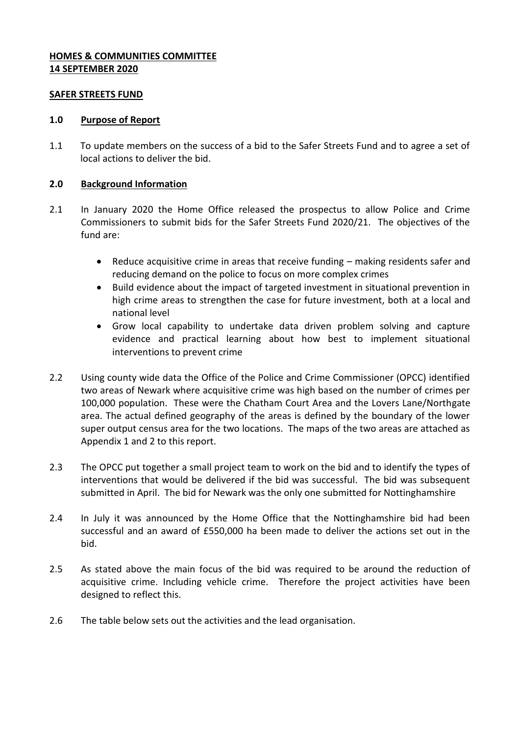**HOMES & COMMUNITIES COMMITTEE**
**14 SEPTEMBER 2020**

**SAFER STREETS FUND**

## 1.0 Purpose of Report

1.1 To update members on the success of a bid to the Safer Streets Fund and to agree a set of local actions to deliver the bid.

## 2.0 Background Information

2.1 In January 2020 the Home Office released the prospectus to allow Police and Crime Commissioners to submit bids for the Safer Streets Fund 2020/21. The objectives of the fund are:

- Reduce acquisitive crime in areas that receive funding – making residents safer and reducing demand on the police to focus on more complex crimes
- Build evidence about the impact of targeted investment in situational prevention in high crime areas to strengthen the case for future investment, both at a local and national level
- Grow local capability to undertake data driven problem solving and capture evidence and practical learning about how best to implement situational interventions to prevent crime

2.2 Using county wide data the Office of the Police and Crime Commissioner (OPCC) identified two areas of Newark where acquisitive crime was high based on the number of crimes per 100,000 population. These were the Chatham Court Area and the Lovers Lane/Northgate area. The actual defined geography of the areas is defined by the boundary of the lower super output census area for the two locations. The maps of the two areas are attached as Appendix 1 and 2 to this report.

2.3 The OPCC put together a small project team to work on the bid and to identify the types of interventions that would be delivered if the bid was successful. The bid was subsequent submitted in April. The bid for Newark was the only one submitted for Nottinghamshire

2.4 In July it was announced by the Home Office that the Nottinghamshire bid had been successful and an award of £550,000 ha been made to deliver the actions set out in the bid.

2.5 As stated above the main focus of the bid was required to be around the reduction of acquisitive crime. Including vehicle crime. Therefore the project activities have been designed to reflect this.

2.6 The table below sets out the activities and the lead organisation.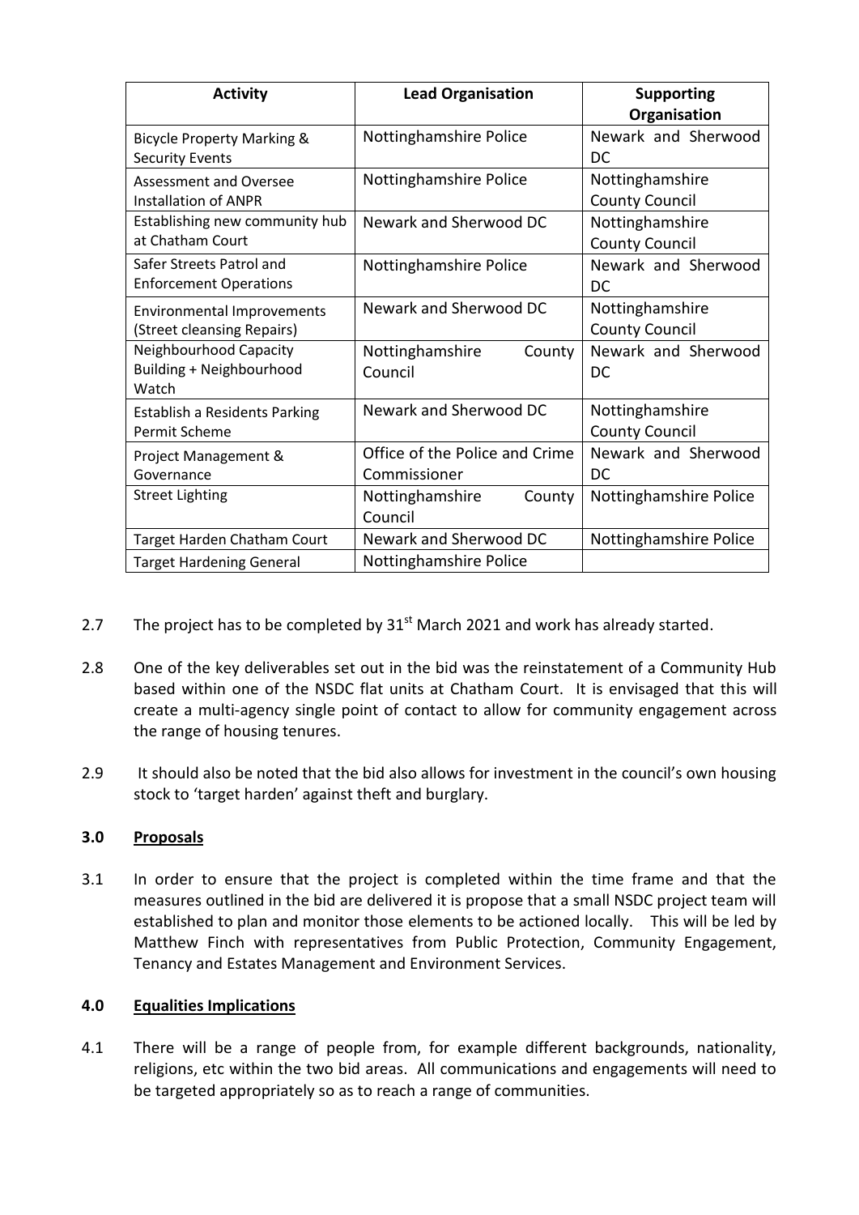| Activity | Lead Organisation | Supporting Organisation |
|---|---|---|
| Bicycle Property Marking & Security Events | Nottinghamshire Police | Newark and Sherwood DC |
| Assessment and Oversee Installation of ANPR | Nottinghamshire Police | Nottinghamshire County Council |
| Establishing new community hub at Chatham Court | Newark and Sherwood DC | Nottinghamshire County Council |
| Safer Streets Patrol and Enforcement Operations | Nottinghamshire Police | Newark and Sherwood DC |
| Environmental Improvements (Street cleansing Repairs) | Newark and Sherwood DC | Nottinghamshire County Council |
| Neighbourhood Capacity Building + Neighbourhood Watch | Nottinghamshire County Council | Newark and Sherwood DC |
| Establish a Residents Parking Permit Scheme | Newark and Sherwood DC | Nottinghamshire County Council |
| Project Management & Governance | Office of the Police and Crime Commissioner | Newark and Sherwood DC |
| Street Lighting | Nottinghamshire County Council | Nottinghamshire Police |
| Target Harden Chatham Court | Newark and Sherwood DC | Nottinghamshire Police |
| Target Hardening General | Nottinghamshire Police | |

2.7 The project has to be completed by 31st March 2021 and work has already started.

2.8 One of the key deliverables set out in the bid was the reinstatement of a Community Hub based within one of the NSDC flat units at Chatham Court. It is envisaged that this will create a multi-agency single point of contact to allow for community engagement across the range of housing tenures.

2.9 It should also be noted that the bid also allows for investment in the council's own housing stock to 'target harden' against theft and burglary.

## 3.0 Proposals

3.1 In order to ensure that the project is completed within the time frame and that the measures outlined in the bid are delivered it is propose that a small NSDC project team will established to plan and monitor those elements to be actioned locally. This will be led by Matthew Finch with representatives from Public Protection, Community Engagement, Tenancy and Estates Management and Environment Services.

## 4.0 Equalities Implications

4.1 There will be a range of people from, for example different backgrounds, nationality, religions, etc within the two bid areas. All communications and engagements will need to be targeted appropriately so as to reach a range of communities.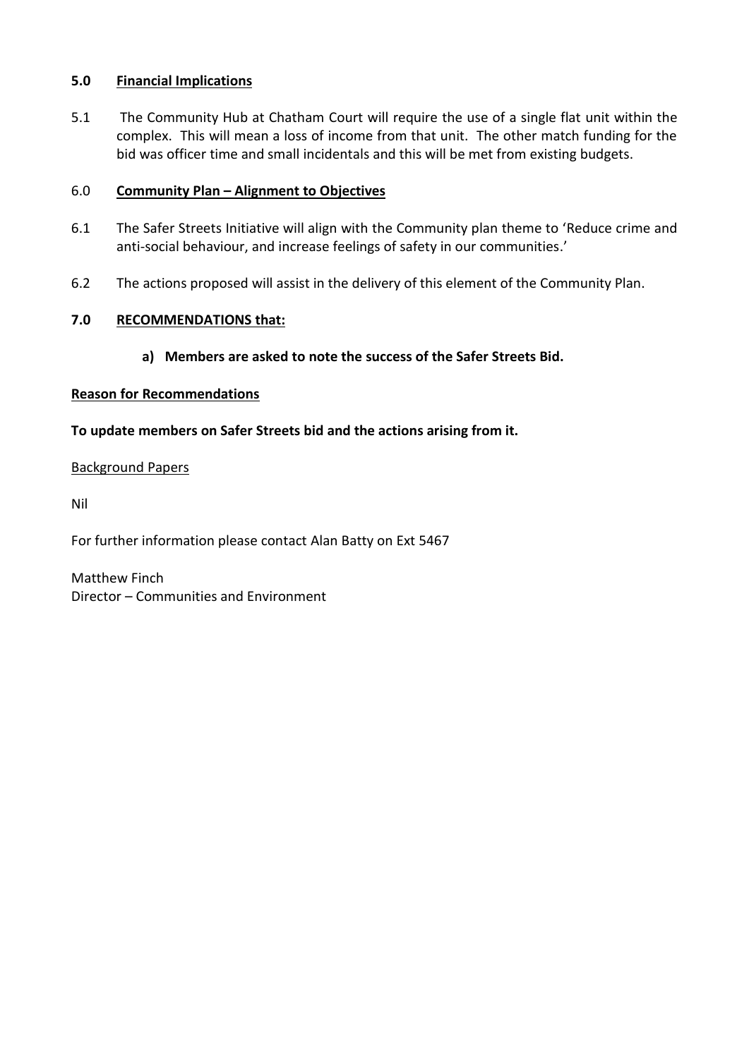## 5.0 Financial Implications

5.1 The Community Hub at Chatham Court will require the use of a single flat unit within the complex. This will mean a loss of income from that unit. The other match funding for the bid was officer time and small incidentals and this will be met from existing budgets.

## 6.0 Community Plan – Alignment to Objectives

6.1 The Safer Streets Initiative will align with the Community plan theme to 'Reduce crime and anti-social behaviour, and increase feelings of safety in our communities.'

6.2 The actions proposed will assist in the delivery of this element of the Community Plan.

## 7.0 RECOMMENDATIONS that:

**a) Members are asked to note the success of the Safer Streets Bid.**

**Reason for Recommendations**

**To update members on Safer Streets bid and the actions arising from it.**

Background Papers

Nil

For further information please contact Alan Batty on Ext 5467

Matthew Finch
Director – Communities and Environment